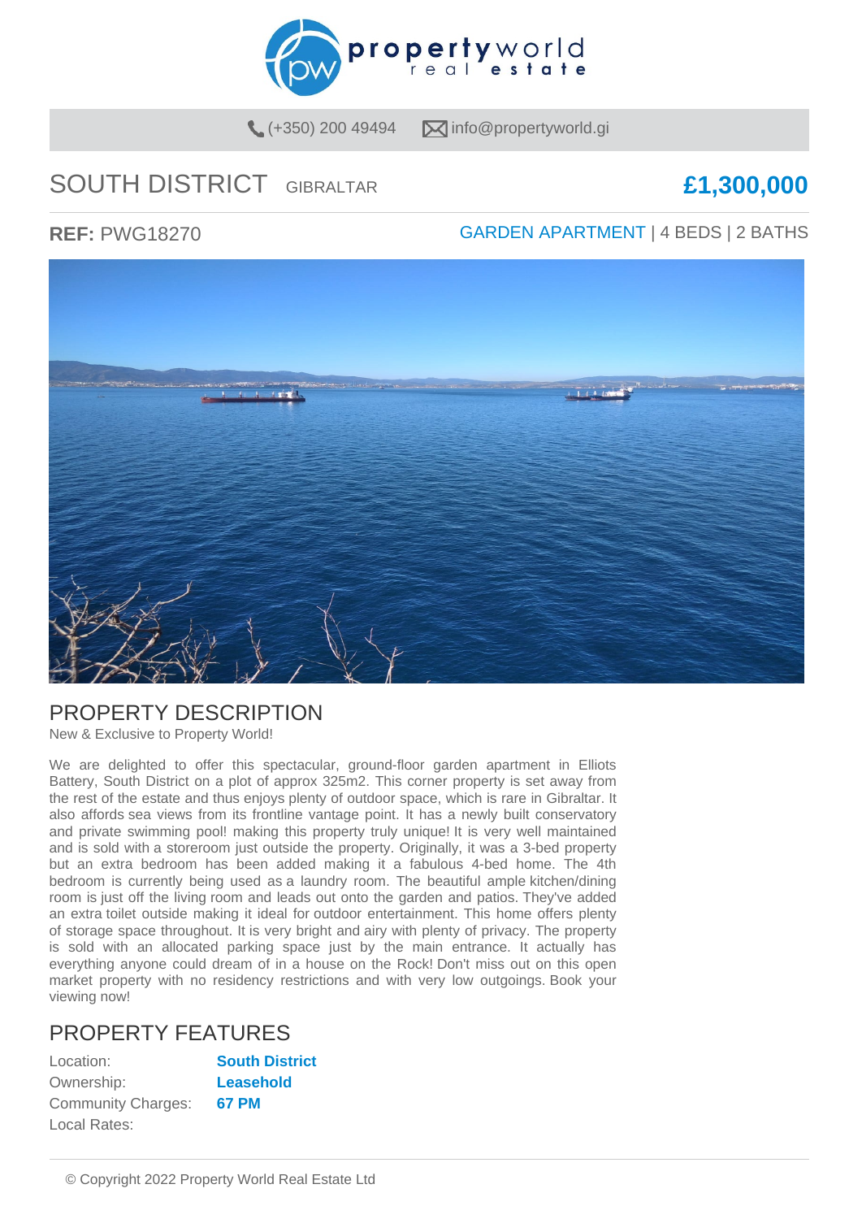(+350) 200 49494 info@propertyworld.gi

# SOUTH DISTRICT GIBRALTAR

**£1,300,000**

**REF:** PWG18270

GARDEN APARTMENT | 4 BEDS | 2 BATHS

## PROPERTY DESCRIPTION

New & Exclusive to Property World!

We are delighted to offer this spectacular, ground-floor garden apartment in Elliots Battery, South District on a plot of approx 325m2. This corner property is set away from the rest of the estate and thus enjoys plenty of outdoor space, which is rare in Gibraltar. It also affords sea views from its frontline vantage point. It has a newly built conservatory and private swimming pool! making this property truly unique! It is very well maintained and is sold with a storeroom just outside the property. Originally, it was a 3-bed property but an extra bedroom has been added making it a fabulous 4-bed home. The 4th bedroom is currently being used as a laundry room. The beautiful ample kitchen/dining room is just off the living room and leads out onto the garden and patios. They've added an extra toilet outside making it ideal for outdoor entertainment. This home offers plenty of storage space throughout. It is very bright and airy with plenty of privacy. The property is sold with an allocated parking space just by the main entrance. It actually has everything anyone could dream of in a house on the Rock! Don't miss out on this open market property with no residency restrictions and with very low outgoings. Book your viewing now!

## PROPERTY FEATURES

| | |
|---|---|
| Location: | **South District** |
| Ownership: | **Leasehold** |
| Community Charges: | **67 PM** |
| Local Rates: | |

© Copyright 2022 Property World Real Estate Ltd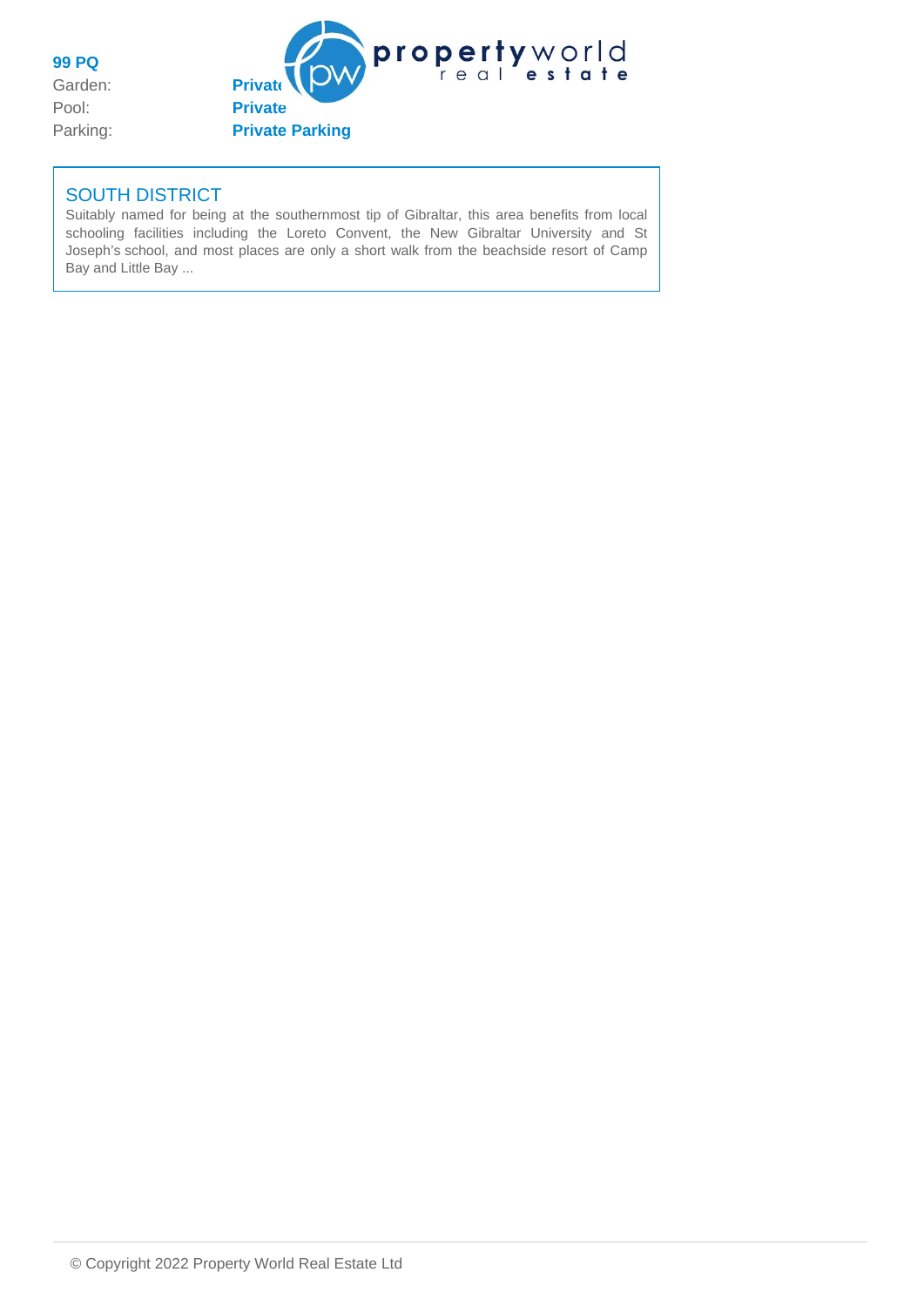**99 PQ**

| | |
|---|---|
| Garden: | **Private** |
| Pool: | **Private** |
| Parking: | **Private Parking** |

## SOUTH DISTRICT

Suitably named for being at the southernmost tip of Gibraltar, this area benefits from local schooling facilities including the Loreto Convent, the New Gibraltar University and St Joseph's school, and most places are only a short walk from the beachside resort of Camp Bay and Little Bay ...